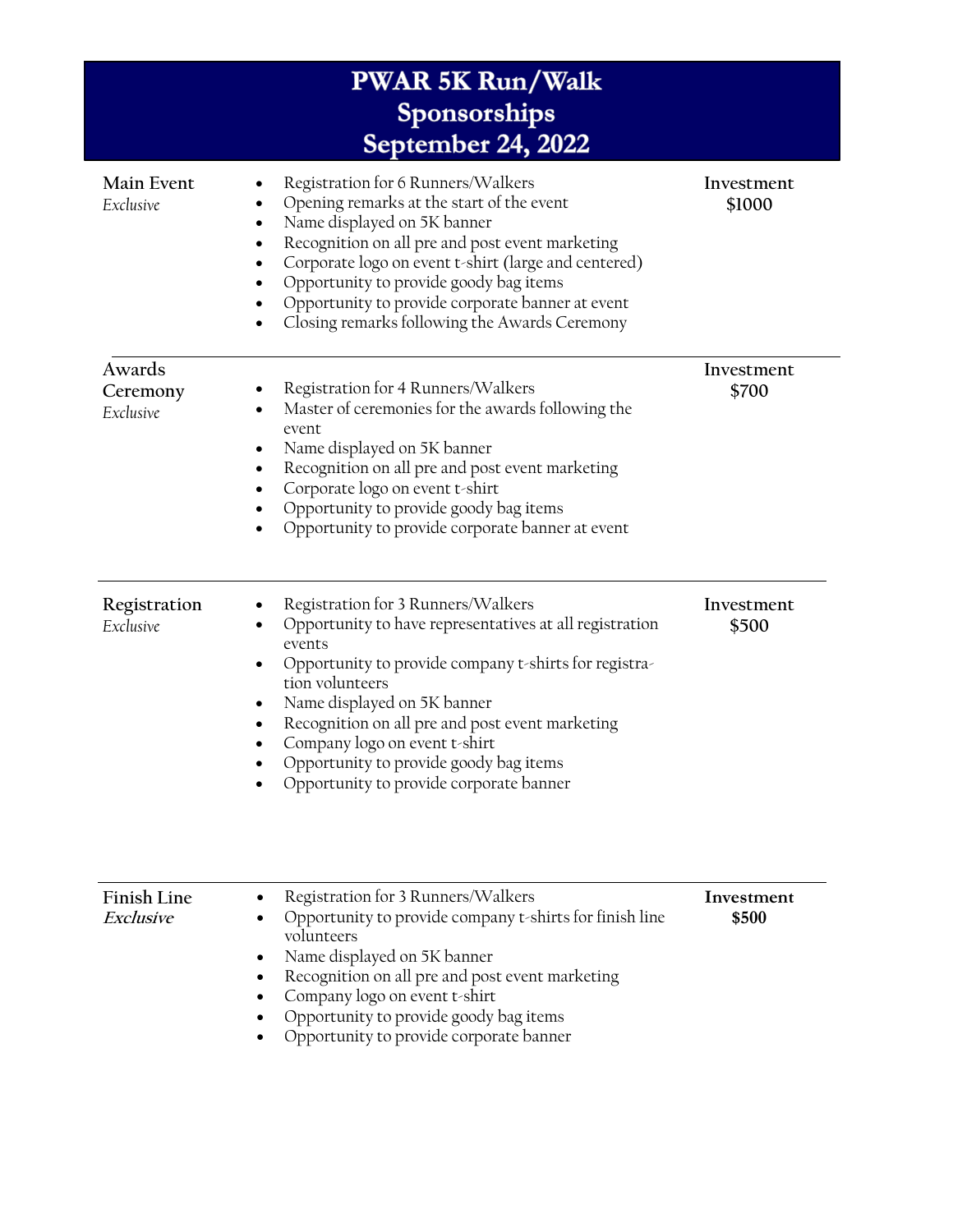# PWAR 5K Run/Walk
# Sponsorships
# September 24, 2022

| Sponsorship | Benefits | Investment |
|---|---|---|
| **Main Event** *Exclusive* | • Registration for 6 Runners/Walkers<br>• Opening remarks at the start of the event<br>• Name displayed on 5K banner<br>• Recognition on all pre and post event marketing<br>• Corporate logo on event t-shirt (large and centered)<br>• Opportunity to provide goody bag items<br>• Opportunity to provide corporate banner at event<br>• Closing remarks following the Awards Ceremony | **Investment $1000** |
| **Awards Ceremony** *Exclusive* | • Registration for 4 Runners/Walkers<br>• Master of ceremonies for the awards following the event<br>• Name displayed on 5K banner<br>• Recognition on all pre and post event marketing<br>• Corporate logo on event t-shirt<br>• Opportunity to provide goody bag items<br>• Opportunity to provide corporate banner at event | **Investment $700** |
| **Registration** *Exclusive* | • Registration for 3 Runners/Walkers<br>• Opportunity to have representatives at all registration events<br>• Opportunity to provide company t-shirts for registration volunteers<br>• Name displayed on 5K banner<br>• Recognition on all pre and post event marketing<br>• Company logo on event t-shirt<br>• Opportunity to provide goody bag items<br>• Opportunity to provide corporate banner | **Investment $500** |
| **Finish Line** ***Exclusive*** | • Registration for 3 Runners/Walkers<br>• Opportunity to provide company t-shirts for finish line volunteers<br>• Name displayed on 5K banner<br>• Recognition on all pre and post event marketing<br>• Company logo on event t-shirt<br>• Opportunity to provide goody bag items<br>• Opportunity to provide corporate banner | **Investment $500** |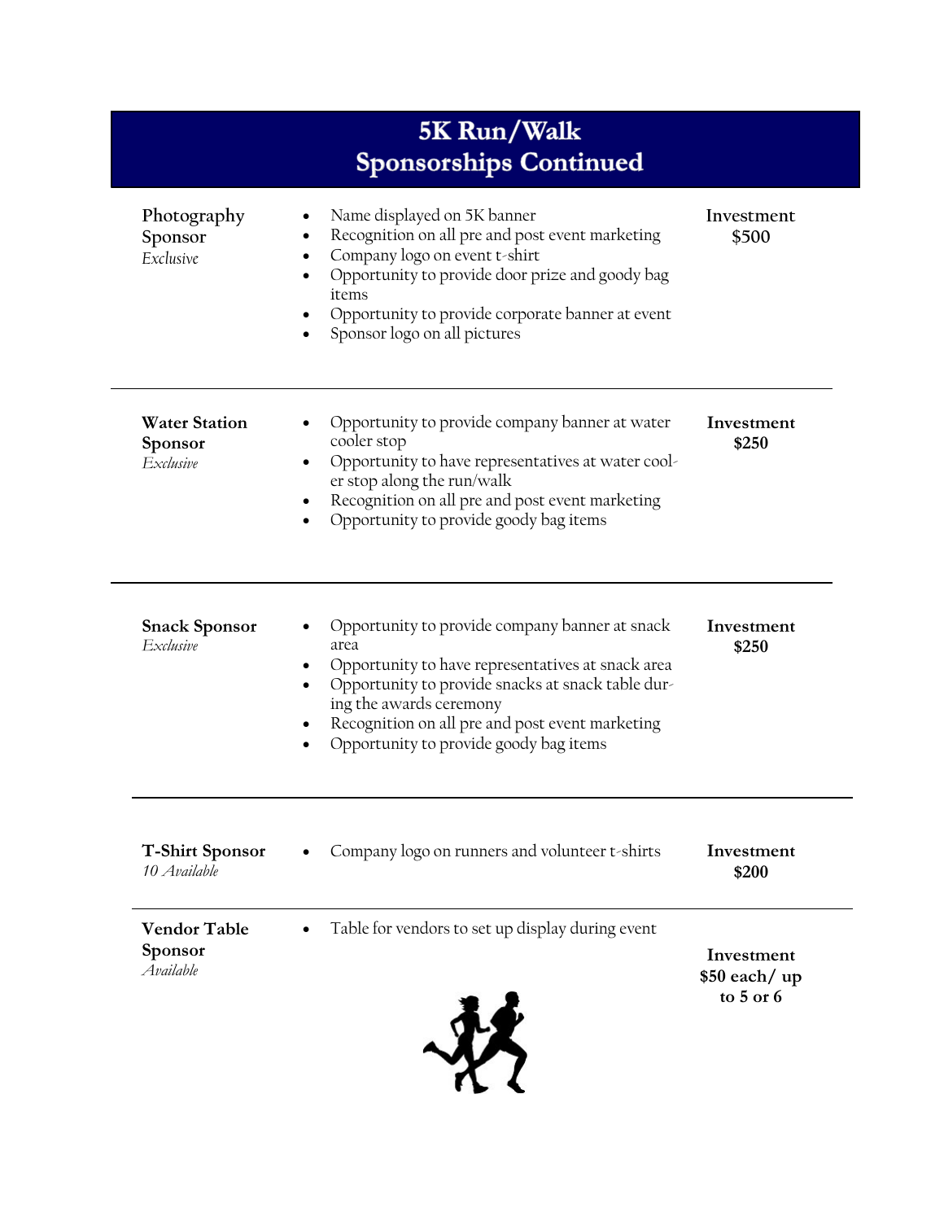# 5K Run/Walk
## Sponsorships Continued

**Photography Sponsor**
*Exclusive*

- Name displayed on 5K banner
- Recognition on all pre and post event marketing
- Company logo on event t-shirt
- Opportunity to provide door prize and goody bag items
- Opportunity to provide corporate banner at event
- Sponsor logo on all pictures

Investment
$500

---

**Water Station Sponsor**
*Exclusive*

- Opportunity to provide company banner at water cooler stop
- Opportunity to have representatives at water cooler stop along the run/walk
- Recognition on all pre and post event marketing
- Opportunity to provide goody bag items

**Investment**
**$250**

---

**Snack Sponsor**
*Exclusive*

- Opportunity to provide company banner at snack area
- Opportunity to have representatives at snack area
- Opportunity to provide snacks at snack table during the awards ceremony
- Recognition on all pre and post event marketing
- Opportunity to provide goody bag items

**Investment**
**$250**

---

**T-Shirt Sponsor**
*10 Available*

- Company logo on runners and volunteer t-shirts

**Investment**
**$200**

---

**Vendor Table Sponsor**
*Available*

- Table for vendors to set up display during event

**Investment**
**$50 each/ up to 5 or 6**